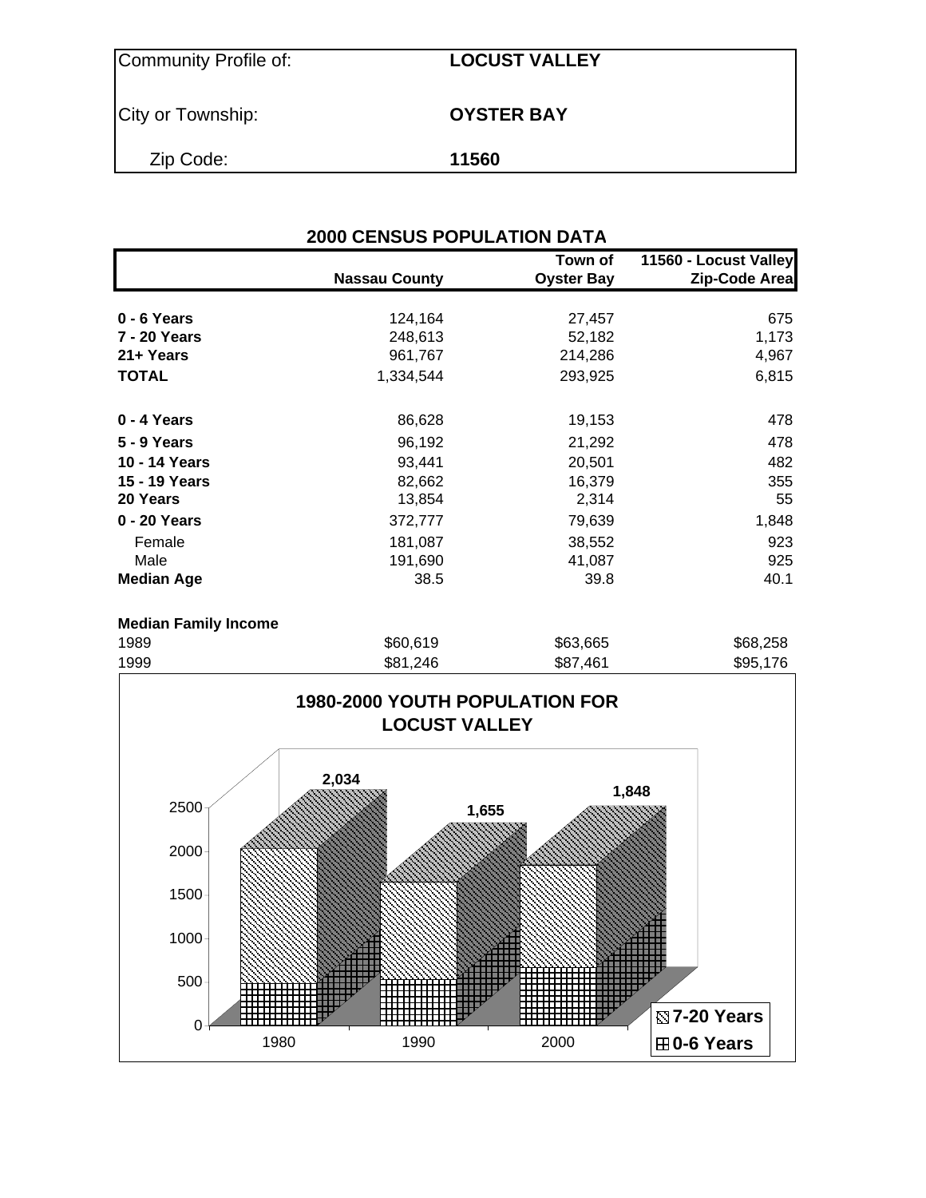| | |
|---|---|
| Community Profile of: | **LOCUST VALLEY** |
| City or Township: | **OYSTER BAY** |
| Zip Code: | **11560** |

## 2000 CENSUS POPULATION DATA

| | Nassau County | Town of Oyster Bay | 11560 - Locust Valley Zip-Code Area |
|---|---|---|---|
| **0 - 6 Years** | 124,164 | 27,457 | 675 |
| **7 - 20 Years** | 248,613 | 52,182 | 1,173 |
| **21+ Years** | 961,767 | 214,286 | 4,967 |
| **TOTAL** | 1,334,544 | 293,925 | 6,815 |
| | | | |
| **0 - 4 Years** | 86,628 | 19,153 | 478 |
| **5 - 9 Years** | 96,192 | 21,292 | 478 |
| **10 - 14 Years** | 93,441 | 20,501 | 482 |
| **15 - 19 Years** | 82,662 | 16,379 | 355 |
| **20 Years** | 13,854 | 2,314 | 55 |
| **0 - 20 Years** | 372,777 | 79,639 | 1,848 |
| Female | 181,087 | 38,552 | 923 |
| Male | 191,690 | 41,087 | 925 |
| **Median Age** | 38.5 | 39.8 | 40.1 |
| | | | |
| **Median Family Income** | | | |
| 1989 | $60,619 | $63,665 | $68,258 |
| 1999 | $81,246 | $87,461 | $95,176 |

**1980-2000 YOUTH POPULATION FOR LOCUST VALLEY**

2,034
1,655
1,848

2500
2000
1500
1000
500
0

1980
1990
2000

7-20 Years
0-6 Years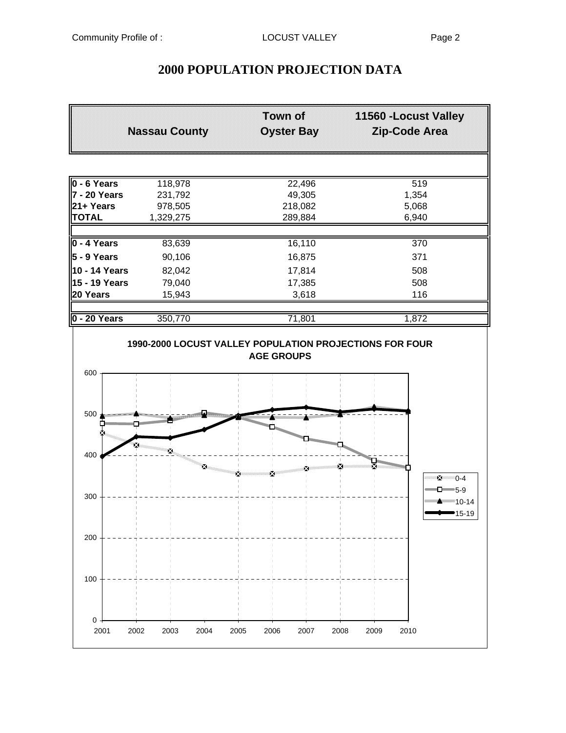# 2000 POPULATION PROJECTION DATA

| | Nassau County | Town of Oyster Bay | 11560 -Locust Valley Zip-Code Area |
|---|---|---|---|
| **0 - 6 Years** | 118,978 | 22,496 | 519 |
| **7 - 20 Years** | 231,792 | 49,305 | 1,354 |
| **21+ Years** | 978,505 | 218,082 | 5,068 |
| **TOTAL** | 1,329,275 | 289,884 | 6,940 |
| | | | |
| **0 - 4 Years** | 83,639 | 16,110 | 370 |
| **5 - 9 Years** | 90,106 | 16,875 | 371 |
| **10 - 14 Years** | 82,042 | 17,814 | 508 |
| **15 - 19 Years** | 79,040 | 17,385 | 508 |
| **20 Years** | 15,943 | 3,618 | 116 |
| | | | |
| **0 - 20 Years** | 350,770 | 71,801 | 1,872 |

**1990-2000 LOCUST VALLEY POPULATION PROJECTIONS FOR FOUR AGE GROUPS**

600
500
400
300
200
100
0

2001 2002 2003 2004 2005 2006 2007 2008 2009 2010

0-4
5-9
10-14
15-19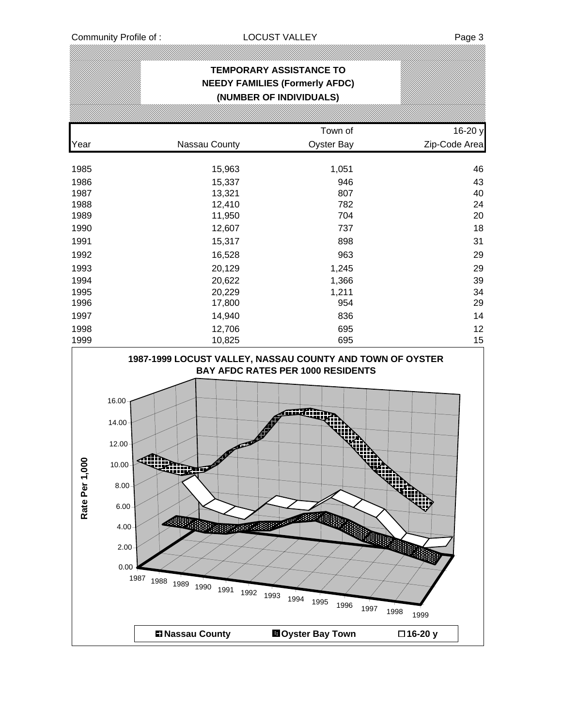## TEMPORARY ASSISTANCE TO NEEDY FAMILIES (Formerly AFDC) (NUMBER OF INDIVIDUALS)

| Year | Nassau County | Town of Oyster Bay | 16-20 y Zip-Code Area |
|---|---|---|---|
| 1985 | 15,963 | 1,051 | 46 |
| 1986 | 15,337 | 946 | 43 |
| 1987 | 13,321 | 807 | 40 |
| 1988 | 12,410 | 782 | 24 |
| 1989 | 11,950 | 704 | 20 |
| 1990 | 12,607 | 737 | 18 |
| 1991 | 15,317 | 898 | 31 |
| 1992 | 16,528 | 963 | 29 |
| 1993 | 20,129 | 1,245 | 29 |
| 1994 | 20,622 | 1,366 | 39 |
| 1995 | 20,229 | 1,211 | 34 |
| 1996 | 17,800 | 954 | 29 |
| 1997 | 14,940 | 836 | 14 |
| 1998 | 12,706 | 695 | 12 |
| 1999 | 10,825 | 695 | 15 |

1987-1999 LOCUST VALLEY, NASSAU COUNTY AND TOWN OF OYSTER BAY AFDC RATES PER 1000 RESIDENTS

Rate Per 1,000

16.00
14.00
12.00
10.00
8.00
6.00
4.00
2.00
0.00

1987 1988 1989 1990 1991 1992 1993 1994 1995 1996 1997 1998 1999

Nassau County
Oyster Bay Town
16-20 y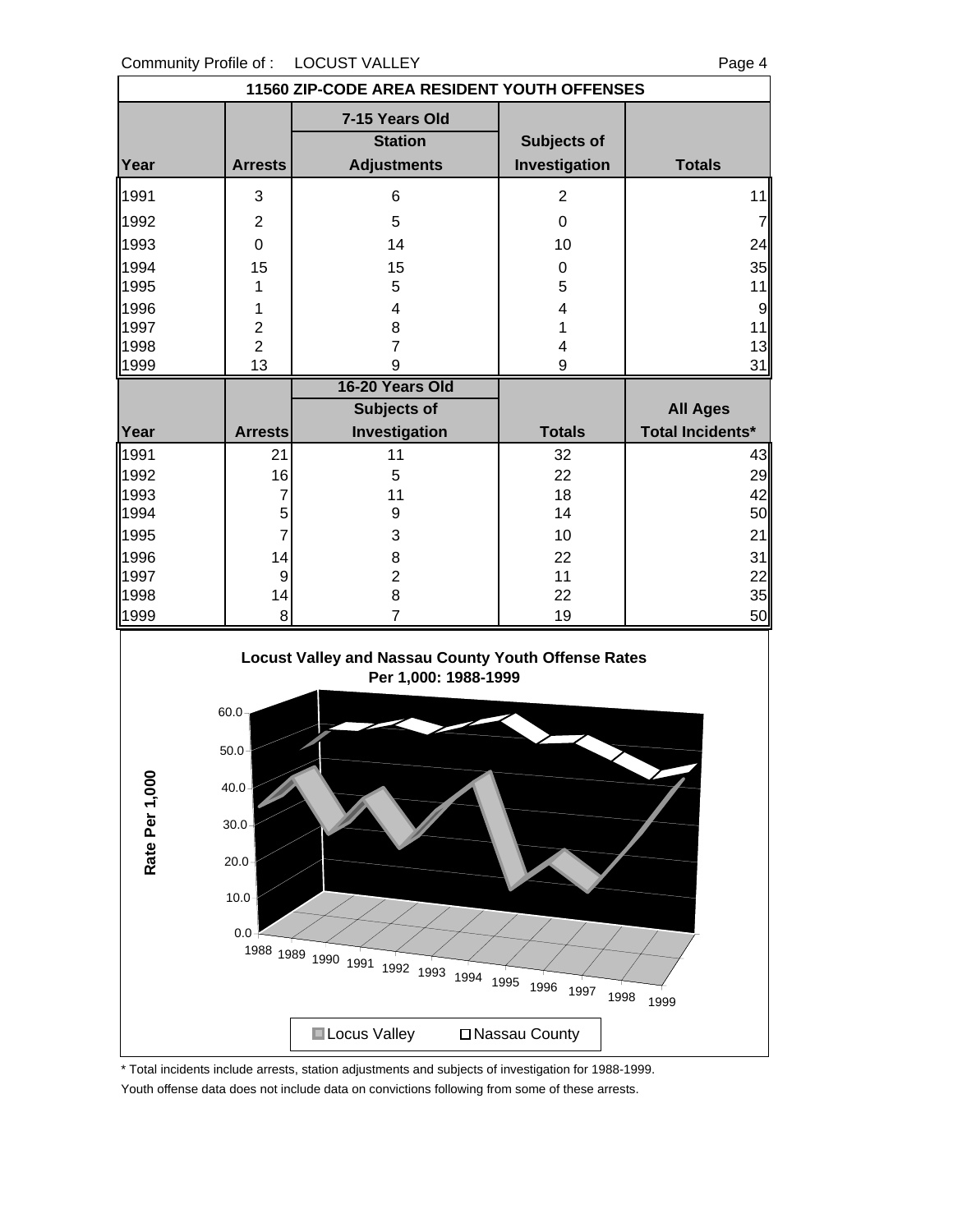## 11560 ZIP-CODE AREA RESIDENT YOUTH OFFENSES

| Year | Arrests | 7-15 Years Old Station Adjustments | Subjects of Investigation | Totals |
|---|---|---|---|---|
| 1991 | 3 | 6 | 2 | 11 |
| 1992 | 2 | 5 | 0 | 7 |
| 1993 | 0 | 14 | 10 | 24 |
| 1994 | 15 | 15 | 0 | 35 |
| 1995 | 1 | 5 | 5 | 11 |
| 1996 | 1 | 4 | 4 | 9 |
| 1997 | 2 | 8 | 1 | 11 |
| 1998 | 2 | 7 | 4 | 13 |
| 1999 | 13 | 9 | 9 | 31 |

| Year | Arrests | 16-20 Years Old Subjects of Investigation | Totals | All Ages Total Incidents* |
|---|---|---|---|---|
| 1991 | 21 | 11 | 32 | 43 |
| 1992 | 16 | 5 | 22 | 29 |
| 1993 | 7 | 11 | 18 | 42 |
| 1994 | 5 | 9 | 14 | 50 |
| 1995 | 7 | 3 | 10 | 21 |
| 1996 | 14 | 8 | 22 | 31 |
| 1997 | 9 | 2 | 11 | 22 |
| 1998 | 14 | 8 | 22 | 35 |
| 1999 | 8 | 7 | 19 | 50 |

Locust Valley and Nassau County Youth Offense Rates Per 1,000: 1988-1999

Rate Per 1,000

60.0
50.0
40.0
30.0
20.0
10.0
0.0

1988 1989 1990 1991 1992 1993 1994 1995 1996 1997 1998 1999

Locus Valley
Nassau County

\* Total incidents include arrests, station adjustments and subjects of investigation for 1988-1999.

Youth offense data does not include data on convictions following from some of these arrests.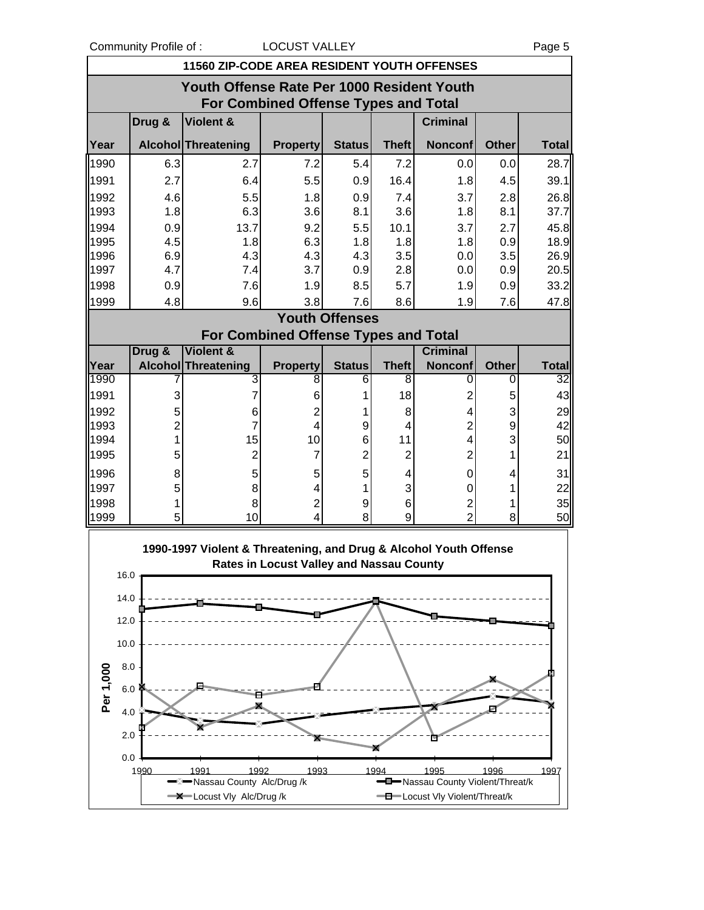Community Profile of : LOCUST VALLEY

## 11560 ZIP-CODE AREA RESIDENT YOUTH OFFENSES

### Youth Offense Rate Per 1000 Resident Youth For Combined Offense Types and Total

| Year | Drug & Alcohol | Violent & Threatening | Property | Status | Theft | Criminal Nonconf | Other | Total |
|---|---|---|---|---|---|---|---|---|
| 1990 | 6.3 | 2.7 | 7.2 | 5.4 | 7.2 | 0.0 | 0.0 | 28.7 |
| 1991 | 2.7 | 6.4 | 5.5 | 0.9 | 16.4 | 1.8 | 4.5 | 39.1 |
| 1992 | 4.6 | 5.5 | 1.8 | 0.9 | 7.4 | 3.7 | 2.8 | 26.8 |
| 1993 | 1.8 | 6.3 | 3.6 | 8.1 | 3.6 | 1.8 | 8.1 | 37.7 |
| 1994 | 0.9 | 13.7 | 9.2 | 5.5 | 10.1 | 3.7 | 2.7 | 45.8 |
| 1995 | 4.5 | 1.8 | 6.3 | 1.8 | 1.8 | 1.8 | 0.9 | 18.9 |
| 1996 | 6.9 | 4.3 | 4.3 | 4.3 | 3.5 | 0.0 | 3.5 | 26.9 |
| 1997 | 4.7 | 7.4 | 3.7 | 0.9 | 2.8 | 0.0 | 0.9 | 20.5 |
| 1998 | 0.9 | 7.6 | 1.9 | 8.5 | 5.7 | 1.9 | 0.9 | 33.2 |
| 1999 | 4.8 | 9.6 | 3.8 | 7.6 | 8.6 | 1.9 | 7.6 | 47.8 |

### Youth Offenses For Combined Offense Types and Total

| Year | Drug & Alcohol | Violent & Threatening | Property | Status | Theft | Criminal Nonconf | Other | Total |
|---|---|---|---|---|---|---|---|---|
| 1990 | 7 | 3 | 8 | 6 | 8 | 0 | 0 | 32 |
| 1991 | 3 | 7 | 6 | 1 | 18 | 2 | 5 | 43 |
| 1992 | 5 | 6 | 2 | 1 | 8 | 4 | 3 | 29 |
| 1993 | 2 | 7 | 4 | 9 | 4 | 2 | 9 | 42 |
| 1994 | 1 | 15 | 10 | 6 | 11 | 4 | 3 | 50 |
| 1995 | 5 | 2 | 7 | 2 | 2 | 2 | 1 | 21 |
| 1996 | 8 | 5 | 5 | 5 | 4 | 0 | 4 | 31 |
| 1997 | 5 | 8 | 4 | 1 | 3 | 0 | 1 | 22 |
| 1998 | 1 | 8 | 2 | 9 | 6 | 2 | 1 | 35 |
| 1999 | 5 | 10 | 4 | 8 | 9 | 2 | 8 | 50 |

1990-1997 Violent & Threatening, and Drug & Alcohol Youth Offense Rates in Locust Valley and Nassau County

Per 1,000

16.0
14.0
12.0
10.0
8.0
6.0
4.0
2.0
0.0

1990 1991 1992 1993 1994 1995 1996 1997

Nassau County Alc/Drug /k
Nassau County Violent/Threat/k
Locust Vly Alc/Drug /k
Locust Vly Violent/Threat/k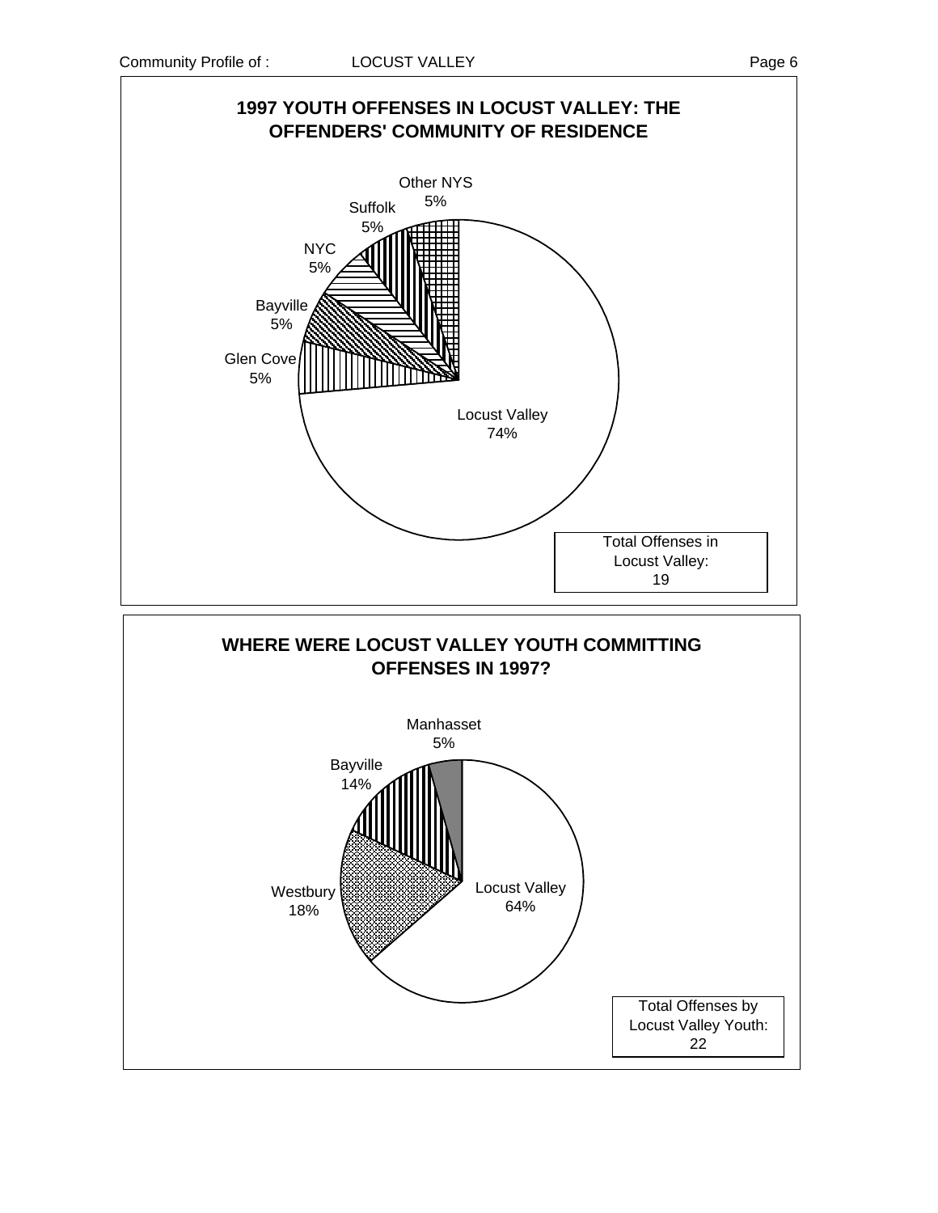## 1997 YOUTH OFFENSES IN LOCUST VALLEY: THE OFFENDERS' COMMUNITY OF RESIDENCE

Other NYS
5%

Suffolk
5%

NYC
5%

Bayville
5%

Glen Cove
5%

Locust Valley
74%

Total Offenses in Locust Valley:
19

## WHERE WERE LOCUST VALLEY YOUTH COMMITTING OFFENSES IN 1997?

Manhasset
5%

Bayville
14%

Westbury
18%

Locust Valley
64%

Total Offenses by Locust Valley Youth:
22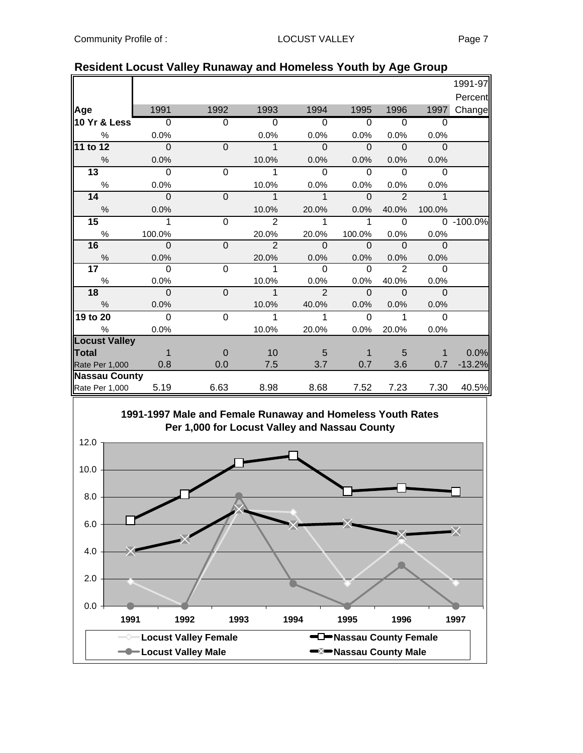## Resident Locust Valley Runaway and Homeless Youth by Age Group

| Age | 1991 | 1992 | 1993 | 1994 | 1995 | 1996 | 1997 | 1991-97 Percent Change |
|---|---|---|---|---|---|---|---|---|
| **10 Yr & Less** | 0 | 0 | 0 | 0 | 0 | 0 | 0 | |
| % | 0.0% | | 0.0% | 0.0% | 0.0% | 0.0% | 0.0% | |
| **11 to 12** | 0 | 0 | 1 | 0 | 0 | 0 | 0 | |
| % | 0.0% | | 10.0% | 0.0% | 0.0% | 0.0% | 0.0% | |
| **13** | 0 | 0 | 1 | 0 | 0 | 0 | 0 | |
| % | 0.0% | | 10.0% | 0.0% | 0.0% | 0.0% | 0.0% | |
| **14** | 0 | 0 | 1 | 1 | 0 | 2 | 1 | |
| % | 0.0% | | 10.0% | 20.0% | 0.0% | 40.0% | 100.0% | |
| **15** | 1 | 0 | 2 | 1 | 1 | 0 | 0 | -100.0% |
| % | 100.0% | | 20.0% | 20.0% | 100.0% | 0.0% | 0.0% | |
| **16** | 0 | 0 | 2 | 0 | 0 | 0 | 0 | |
| % | 0.0% | | 20.0% | 0.0% | 0.0% | 0.0% | 0.0% | |
| **17** | 0 | 0 | 1 | 0 | 0 | 2 | 0 | |
| % | 0.0% | | 10.0% | 0.0% | 0.0% | 40.0% | 0.0% | |
| **18** | 0 | 0 | 1 | 2 | 0 | 0 | 0 | |
| % | 0.0% | | 10.0% | 40.0% | 0.0% | 0.0% | 0.0% | |
| **19 to 20** | 0 | 0 | 1 | 1 | 0 | 1 | 0 | |
| % | 0.0% | | 10.0% | 20.0% | 0.0% | 20.0% | 0.0% | |
| **Locust Valley** | | | | | | | | |
| **Total** | 1 | 0 | 10 | 5 | 1 | 5 | 1 | 0.0% |
| Rate Per 1,000 | 0.8 | 0.0 | 7.5 | 3.7 | 0.7 | 3.6 | 0.7 | -13.2% |
| **Nassau County** | | | | | | | | |
| Rate Per 1,000 | 5.19 | 6.63 | 8.98 | 8.68 | 7.52 | 7.23 | 7.30 | 40.5% |

**1991-1997 Male and Female Runaway and Homeless Youth Rates Per 1,000 for Locust Valley and Nassau County**

12.0
10.0
8.0
6.0
4.0
2.0
0.0

1991 1992 1993 1994 1995 1996 1997

Locust Valley Female
Nassau County Female
Locust Valley Male
Nassau County Male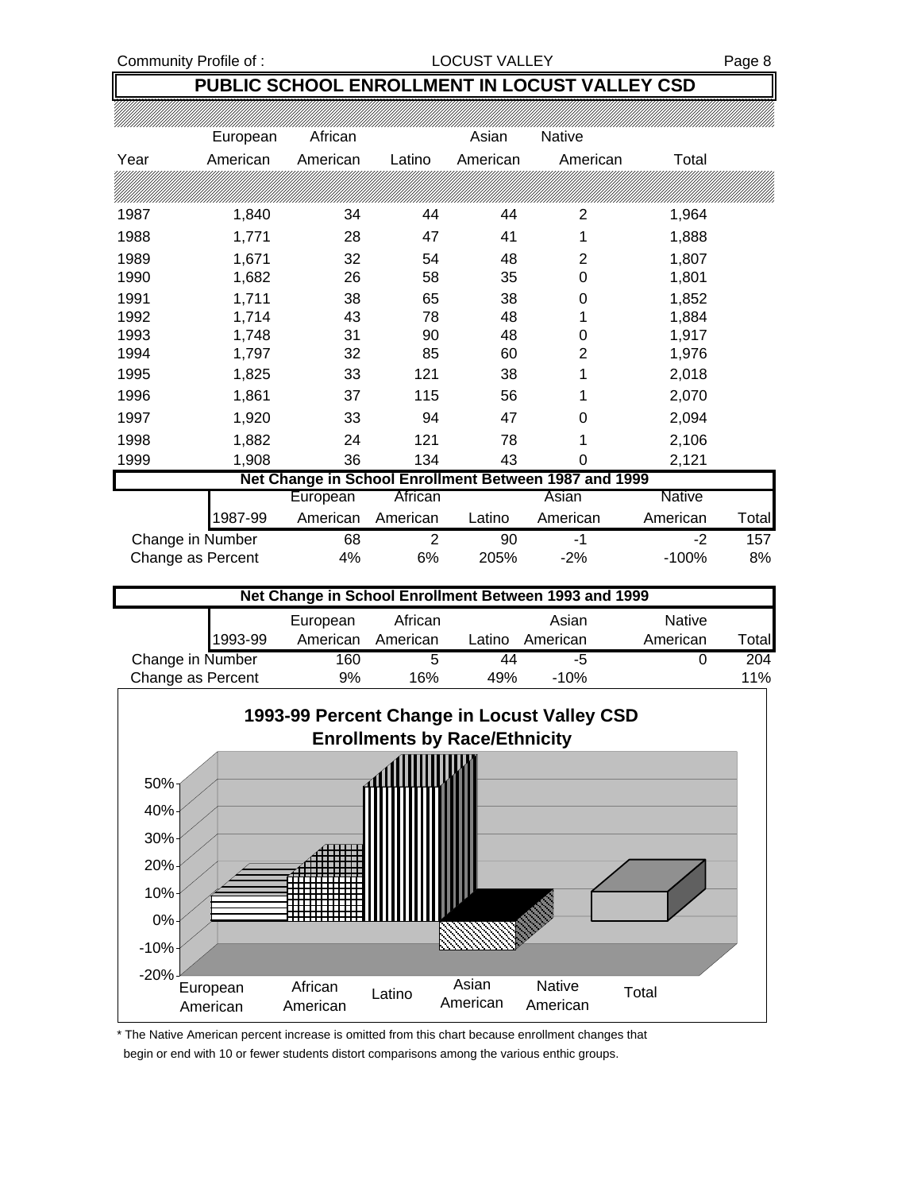## PUBLIC SCHOOL ENROLLMENT IN LOCUST VALLEY CSD

| Year | European American | African American | Latino | Asian American | Native American | Total |
|---|---|---|---|---|---|---|
| 1987 | 1,840 | 34 | 44 | 44 | 2 | 1,964 |
| 1988 | 1,771 | 28 | 47 | 41 | 1 | 1,888 |
| 1989 | 1,671 | 32 | 54 | 48 | 2 | 1,807 |
| 1990 | 1,682 | 26 | 58 | 35 | 0 | 1,801 |
| 1991 | 1,711 | 38 | 65 | 38 | 0 | 1,852 |
| 1992 | 1,714 | 43 | 78 | 48 | 1 | 1,884 |
| 1993 | 1,748 | 31 | 90 | 48 | 0 | 1,917 |
| 1994 | 1,797 | 32 | 85 | 60 | 2 | 1,976 |
| 1995 | 1,825 | 33 | 121 | 38 | 1 | 2,018 |
| 1996 | 1,861 | 37 | 115 | 56 | 1 | 2,070 |
| 1997 | 1,920 | 33 | 94 | 47 | 0 | 2,094 |
| 1998 | 1,882 | 24 | 121 | 78 | 1 | 2,106 |
| 1999 | 1,908 | 36 | 134 | 43 | 0 | 2,121 |

### Net Change in School Enrollment Between 1987 and 1999

| 1987-99 | European American | African American | Latino | Asian American | Native American | Total |
|---|---|---|---|---|---|---|
| Change in Number | 68 | 2 | 90 | -1 | -2 | 157 |
| Change as Percent | 4% | 6% | 205% | -2% | -100% | 8% |

### Net Change in School Enrollment Between 1993 and 1999

| 1993-99 | European American | African American | Latino | Asian American | Native American | Total |
|---|---|---|---|---|---|---|
| Change in Number | 160 | 5 | 44 | -5 | 0 | 204 |
| Change as Percent | 9% | 16% | 49% | -10% | | 11% |

**1993-99 Percent Change in Locust Valley CSD Enrollments by Race/Ethnicity**

50%
40%
30%
20%
10%
0%
-10%
-20%

European American
African American
Latino
Asian American
Native American
Total

* The Native American percent increase is omitted from this chart because enrollment changes that begin or end with 10 or fewer students distort comparisons among the various enthic groups.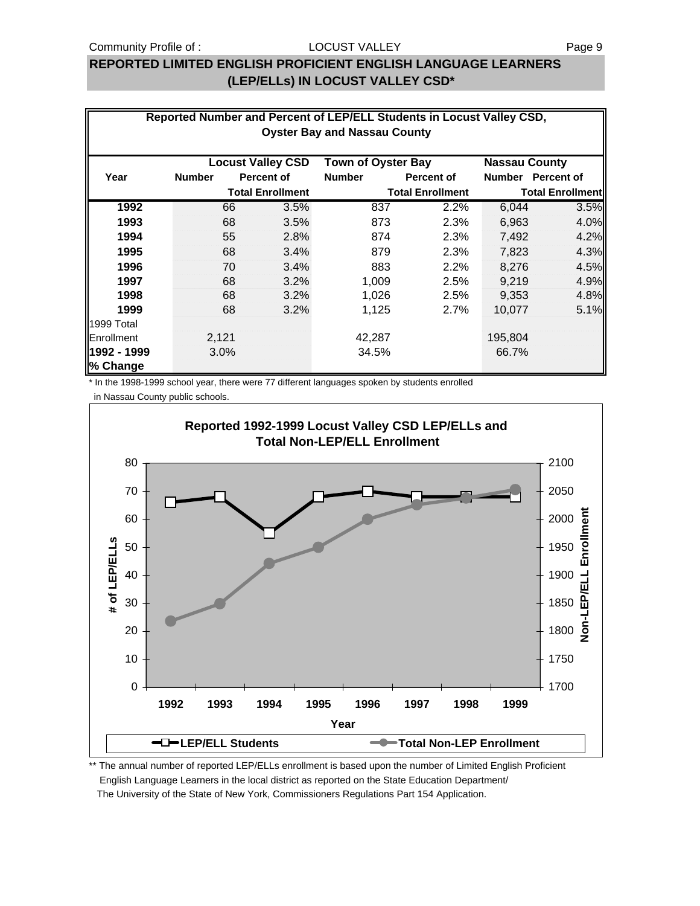## REPORTED LIMITED ENGLISH PROFICIENT ENGLISH LANGUAGE LEARNERS (LEP/ELLs) IN LOCUST VALLEY CSD*

**Reported Number and Percent of LEP/ELL Students in Locust Valley CSD, Oyster Bay and Nassau County**

| Year | Locust Valley CSD | | Town of Oyster Bay | | Nassau County | |
|---|---|---|---|---|---|---|
| | Number | Percent of Total Enrollment | Number | Percent of Total Enrollment | Number | Percent of Total Enrollment |
| **1992** | 66 | 3.5% | 837 | 2.2% | 6,044 | 3.5% |
| **1993** | 68 | 3.5% | 873 | 2.3% | 6,963 | 4.0% |
| **1994** | 55 | 2.8% | 874 | 2.3% | 7,492 | 4.2% |
| **1995** | 68 | 3.4% | 879 | 2.3% | 7,823 | 4.3% |
| **1996** | 70 | 3.4% | 883 | 2.2% | 8,276 | 4.5% |
| **1997** | 68 | 3.2% | 1,009 | 2.5% | 9,219 | 4.9% |
| **1998** | 68 | 3.2% | 1,026 | 2.5% | 9,353 | 4.8% |
| **1999** | 68 | 3.2% | 1,125 | 2.7% | 10,077 | 5.1% |
| 1999 Total Enrollment | 2,121 | | 42,287 | | 195,804 | |
| **1992 - 1999 % Change** | 3.0% | | 34.5% | | 66.7% | |

\* In the 1998-1999 school year, there were 77 different languages spoken by students enrolled in Nassau County public schools.

**Reported 1992-1999 Locust Valley CSD LEP/ELLs and Total Non-LEP/ELL Enrollment**

# of LEP/ELLs: 0, 10, 20, 30, 40, 50, 60, 70, 80

Non-LEP/ELL Enrollment: 1700, 1750, 1800, 1850, 1900, 1950, 2000, 2050, 2100

Year: 1992, 1993, 1994, 1995, 1996, 1997, 1998, 1999

LEP/ELL Students — Total Non-LEP Enrollment

\** The annual number of reported LEP/ELLs enrollment is based upon the number of Limited English Proficient English Language Learners in the local district as reported on the State Education Department/ The University of the State of New York, Commissioners Regulations Part 154 Application.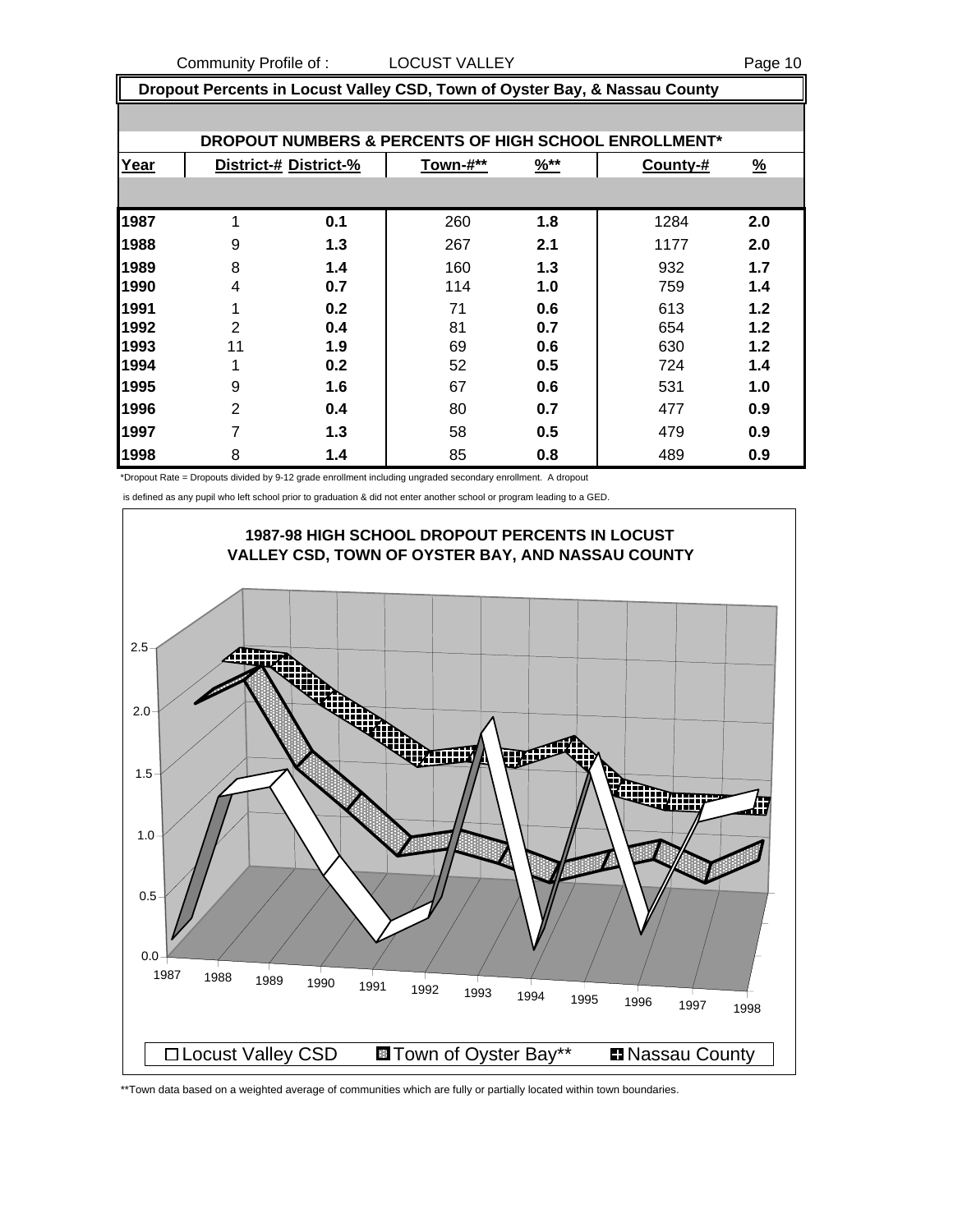## Dropout Percents in Locust Valley CSD, Town of Oyster Bay, & Nassau County

### DROPOUT NUMBERS & PERCENTS OF HIGH SCHOOL ENROLLMENT*

| Year | District-# | District-% | Town-#** | %** | County-# | % |
|---|---|---|---|---|---|---|
| 1987 | 1 | 0.1 | 260 | 1.8 | 1284 | 2.0 |
| 1988 | 9 | 1.3 | 267 | 2.1 | 1177 | 2.0 |
| 1989 | 8 | 1.4 | 160 | 1.3 | 932 | 1.7 |
| 1990 | 4 | 0.7 | 114 | 1.0 | 759 | 1.4 |
| 1991 | 1 | 0.2 | 71 | 0.6 | 613 | 1.2 |
| 1992 | 2 | 0.4 | 81 | 0.7 | 654 | 1.2 |
| 1993 | 11 | 1.9 | 69 | 0.6 | 630 | 1.2 |
| 1994 | 1 | 0.2 | 52 | 0.5 | 724 | 1.4 |
| 1995 | 9 | 1.6 | 67 | 0.6 | 531 | 1.0 |
| 1996 | 2 | 0.4 | 80 | 0.7 | 477 | 0.9 |
| 1997 | 7 | 1.3 | 58 | 0.5 | 479 | 0.9 |
| 1998 | 8 | 1.4 | 85 | 0.8 | 489 | 0.9 |

*Dropout Rate = Dropouts divided by 9-12 grade enrollment including ungraded secondary enrollment. A dropout is defined as any pupil who left school prior to graduation & did not enter another school or program leading to a GED.

1987-98 HIGH SCHOOL DROPOUT PERCENTS IN LOCUST VALLEY CSD, TOWN OF OYSTER BAY, AND NASSAU COUNTY

2.5
2.0
1.5
1.0
0.5
0.0

1987 1988 1989 1990 1991 1992 1993 1994 1995 1996 1997 1998

Locust Valley CSD | Town of Oyster Bay** | Nassau County

**Town data based on a weighted average of communities which are fully or partially located within town boundaries.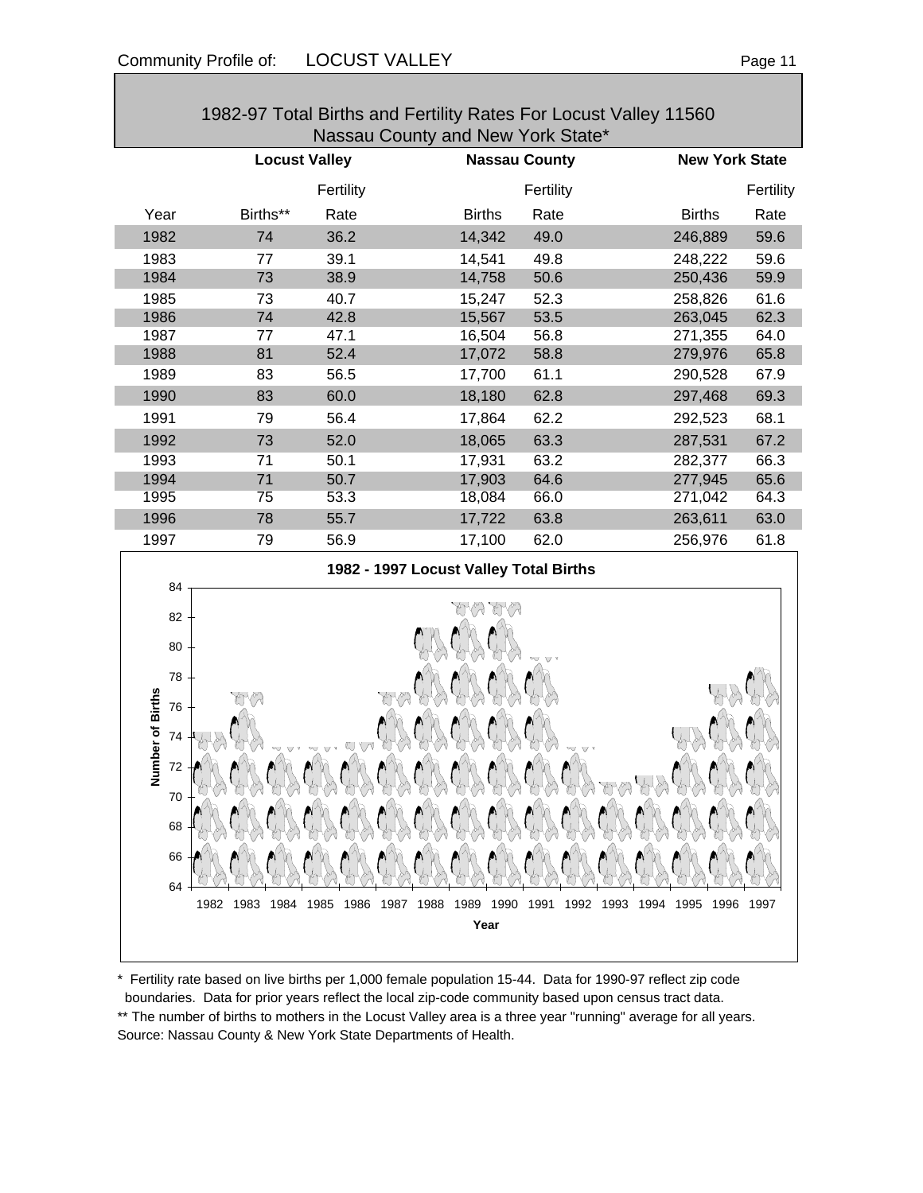## 1982-97 Total Births and Fertility Rates For Locust Valley 11560 Nassau County and New York State*

| | Locust Valley | | Nassau County | | New York State | |
|---|---|---|---|---|---|---|
| Year | Births** | Fertility Rate | Births | Fertility Rate | Births | Fertility Rate |
| 1982 | 74 | 36.2 | 14,342 | 49.0 | 246,889 | 59.6 |
| 1983 | 77 | 39.1 | 14,541 | 49.8 | 248,222 | 59.6 |
| 1984 | 73 | 38.9 | 14,758 | 50.6 | 250,436 | 59.9 |
| 1985 | 73 | 40.7 | 15,247 | 52.3 | 258,826 | 61.6 |
| 1986 | 74 | 42.8 | 15,567 | 53.5 | 263,045 | 62.3 |
| 1987 | 77 | 47.1 | 16,504 | 56.8 | 271,355 | 64.0 |
| 1988 | 81 | 52.4 | 17,072 | 58.8 | 279,976 | 65.8 |
| 1989 | 83 | 56.5 | 17,700 | 61.1 | 290,528 | 67.9 |
| 1990 | 83 | 60.0 | 18,180 | 62.8 | 297,468 | 69.3 |
| 1991 | 79 | 56.4 | 17,864 | 62.2 | 292,523 | 68.1 |
| 1992 | 73 | 52.0 | 18,065 | 63.3 | 287,531 | 67.2 |
| 1993 | 71 | 50.1 | 17,931 | 63.2 | 282,377 | 66.3 |
| 1994 | 71 | 50.7 | 17,903 | 64.6 | 277,945 | 65.6 |
| 1995 | 75 | 53.3 | 18,084 | 66.0 | 271,042 | 64.3 |
| 1996 | 78 | 55.7 | 17,722 | 63.8 | 263,611 | 63.0 |
| 1997 | 79 | 56.9 | 17,100 | 62.0 | 256,976 | 61.8 |

**1982 - 1997 Locust Valley Total Births**

Number of Births

84
82
80
78
76
74
72
70
68
66
64

1982 1983 1984 1985 1986 1987 1988 1989 1990 1991 1992 1993 1994 1995 1996 1997

Year

\* Fertility rate based on live births per 1,000 female population 15-44. Data for 1990-97 reflect zip code boundaries. Data for prior years reflect the local zip-code community based upon census tract data.

\*\* The number of births to mothers in the Locust Valley area is a three year "running" average for all years.

Source: Nassau County & New York State Departments of Health.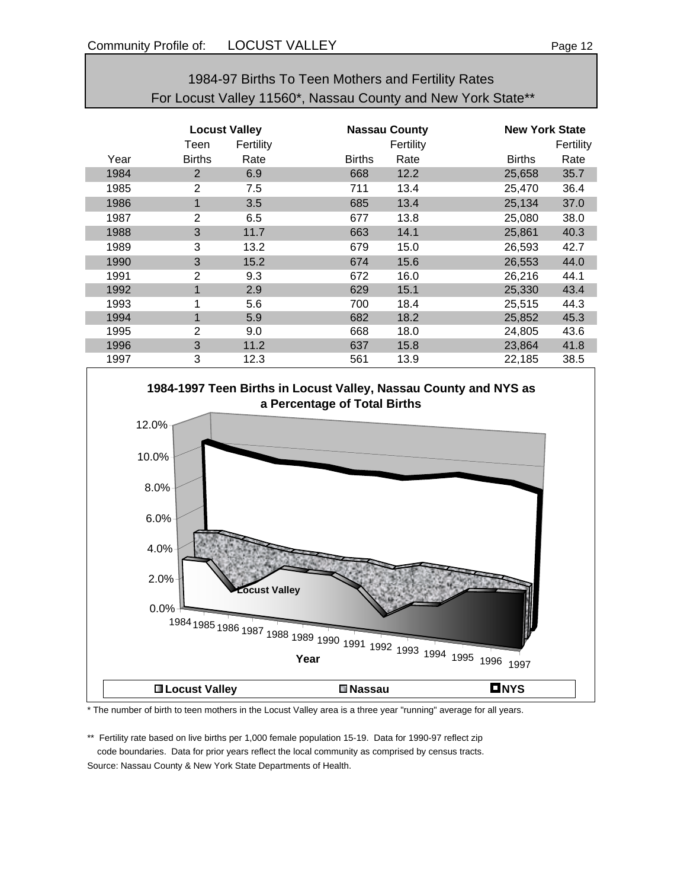Community Profile of: LOCUST VALLEY

## 1984-97 Births To Teen Mothers and Fertility Rates
## For Locust Valley 11560*, Nassau County and New York State**

| | Locust Valley | | Nassau County | | New York State | |
|---|---|---|---|---|---|---|
| Year | Teen Births | Fertility Rate | Births | Fertility Rate | Births | Fertility Rate |
| 1984 | 2 | 6.9 | 668 | 12.2 | 25,658 | 35.7 |
| 1985 | 2 | 7.5 | 711 | 13.4 | 25,470 | 36.4 |
| 1986 | 1 | 3.5 | 685 | 13.4 | 25,134 | 37.0 |
| 1987 | 2 | 6.5 | 677 | 13.8 | 25,080 | 38.0 |
| 1988 | 3 | 11.7 | 663 | 14.1 | 25,861 | 40.3 |
| 1989 | 3 | 13.2 | 679 | 15.0 | 26,593 | 42.7 |
| 1990 | 3 | 15.2 | 674 | 15.6 | 26,553 | 44.0 |
| 1991 | 2 | 9.3 | 672 | 16.0 | 26,216 | 44.1 |
| 1992 | 1 | 2.9 | 629 | 15.1 | 25,330 | 43.4 |
| 1993 | 1 | 5.6 | 700 | 18.4 | 25,515 | 44.3 |
| 1994 | 1 | 5.9 | 682 | 18.2 | 25,852 | 45.3 |
| 1995 | 2 | 9.0 | 668 | 18.0 | 24,805 | 43.6 |
| 1996 | 3 | 11.2 | 637 | 15.8 | 23,864 | 41.8 |
| 1997 | 3 | 12.3 | 561 | 13.9 | 22,185 | 38.5 |

**1984-1997 Teen Births in Locust Valley, Nassau County and NYS as a Percentage of Total Births**

12.0%
10.0%
8.0%
6.0%
4.0%
2.0%
0.0%

Locust Valley

1984 1985 1986 1987 1988 1989 1990 1991 1992 1993 1994 1995 1996 1997

Year

Locust Valley | Nassau | NYS

\* The number of birth to teen mothers in the Locust Valley area is a three year "running" average for all years.

\*\* Fertility rate based on live births per 1,000 female population 15-19. Data for 1990-97 reflect zip code boundaries. Data for prior years reflect the local community as comprised by census tracts.

Source: Nassau County & New York State Departments of Health.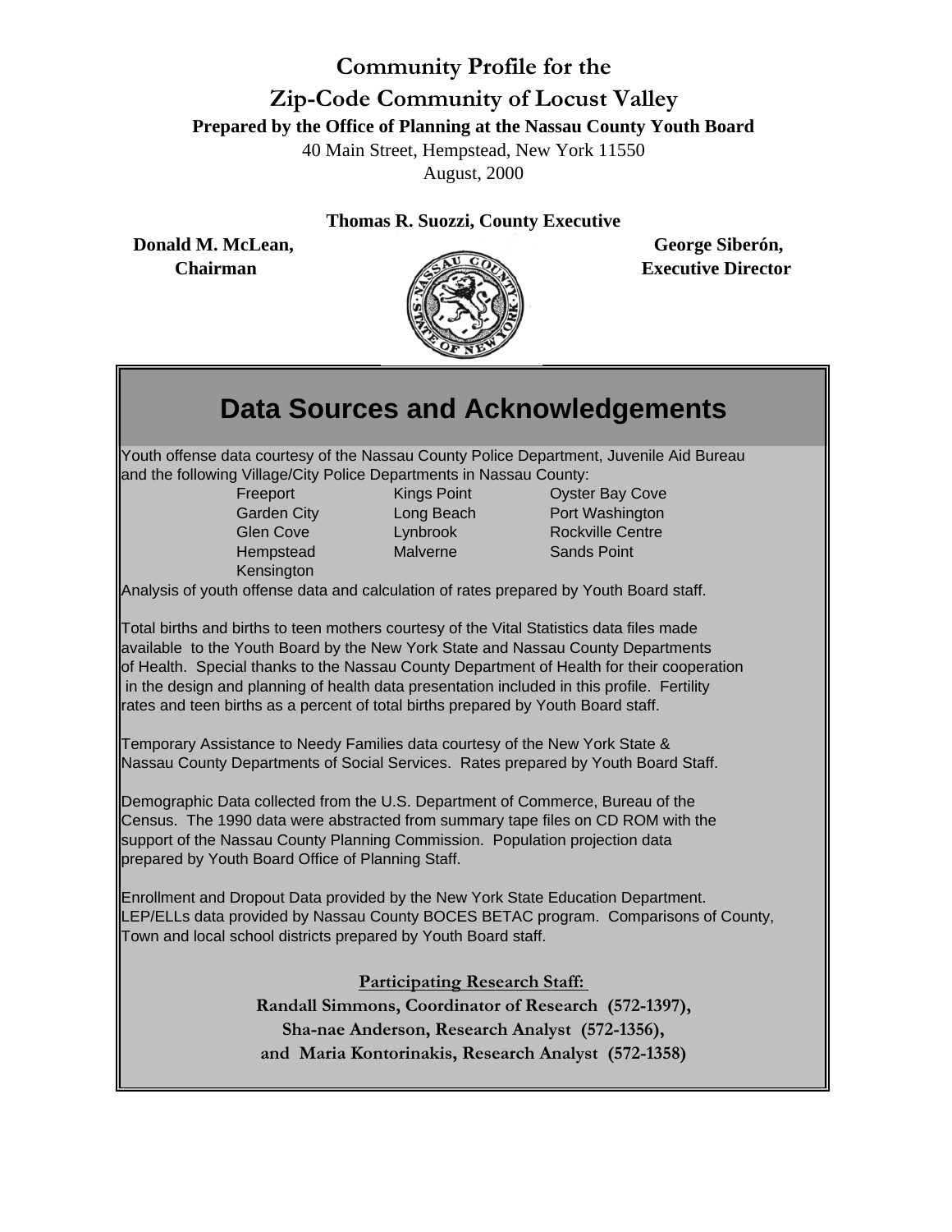# Community Profile for the

# Zip-Code Community of Locust Valley

**Prepared by the Office of Planning at the Nassau County Youth Board**

40 Main Street, Hempstead, New York 11550

August, 2000

**Thomas R. Suozzi, County Executive**

**Donald M. McLean, Chairman**

**George Siberón, Executive Director**

## Data Sources and Acknowledgements

Youth offense data courtesy of the Nassau County Police Department, Juvenile Aid Bureau and the following Village/City Police Departments in Nassau County:

| | | |
|---|---|---|
| Freeport | Kings Point | Oyster Bay Cove |
| Garden City | Long Beach | Port Washington |
| Glen Cove | Lynbrook | Rockville Centre |
| Hempstead | Malverne | Sands Point |
| Kensington | | |

Analysis of youth offense data and calculation of rates prepared by Youth Board staff.

Total births and births to teen mothers courtesy of the Vital Statistics data files made available to the Youth Board by the New York State and Nassau County Departments of Health. Special thanks to the Nassau County Department of Health for their cooperation in the design and planning of health data presentation included in this profile. Fertility rates and teen births as a percent of total births prepared by Youth Board staff.

Temporary Assistance to Needy Families data courtesy of the New York State & Nassau County Departments of Social Services. Rates prepared by Youth Board Staff.

Demographic Data collected from the U.S. Department of Commerce, Bureau of the Census. The 1990 data were abstracted from summary tape files on CD ROM with the support of the Nassau County Planning Commission. Population projection data prepared by Youth Board Office of Planning Staff.

Enrollment and Dropout Data provided by the New York State Education Department. LEP/ELLs data provided by Nassau County BOCES BETAC program. Comparisons of County, Town and local school districts prepared by Youth Board staff.

**Participating Research Staff:**

**Randall Simmons, Coordinator of Research (572-1397),**

**Sha-nae Anderson, Research Analyst (572-1356),**

**and Maria Kontorinakis, Research Analyst (572-1358)**